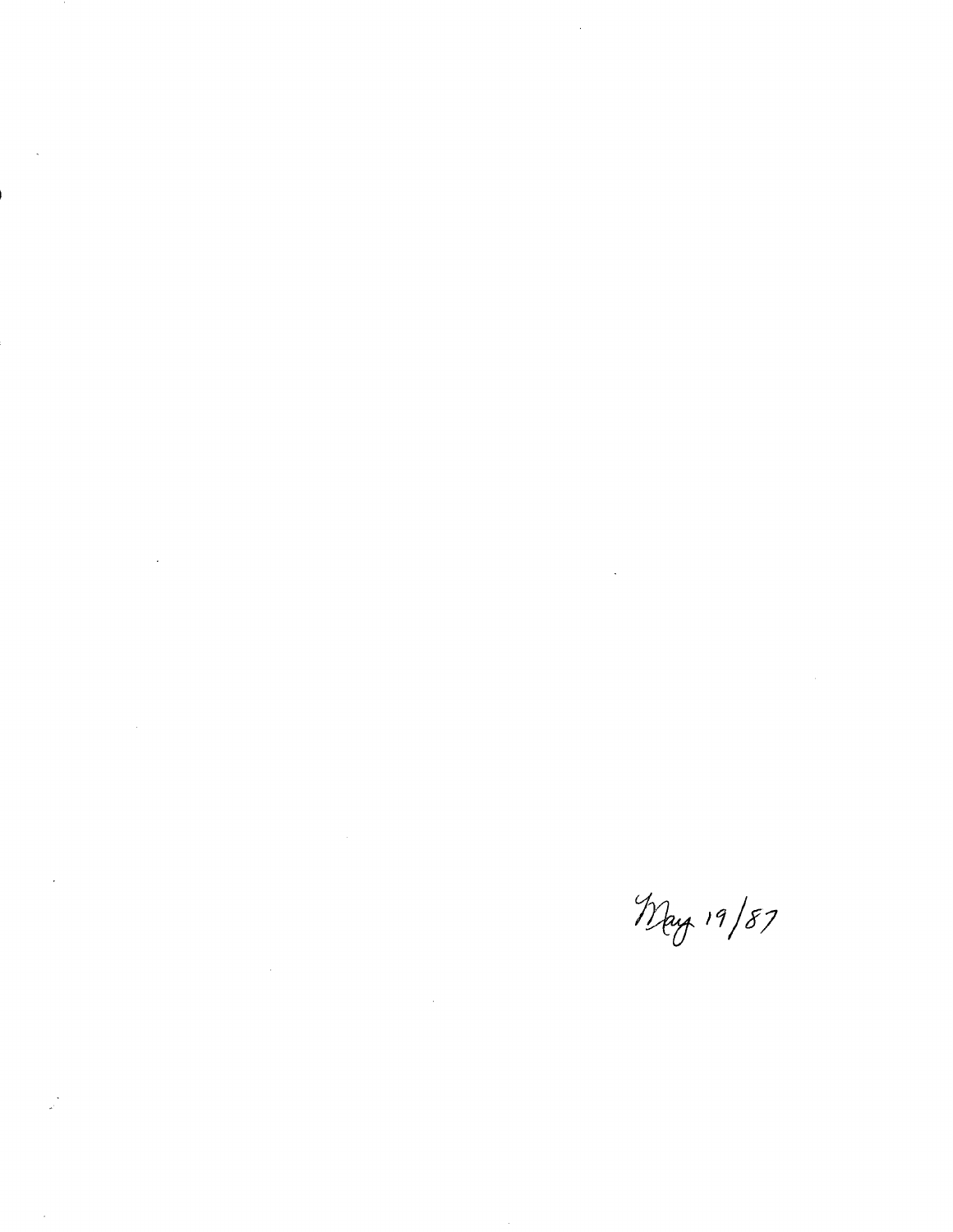May 19/87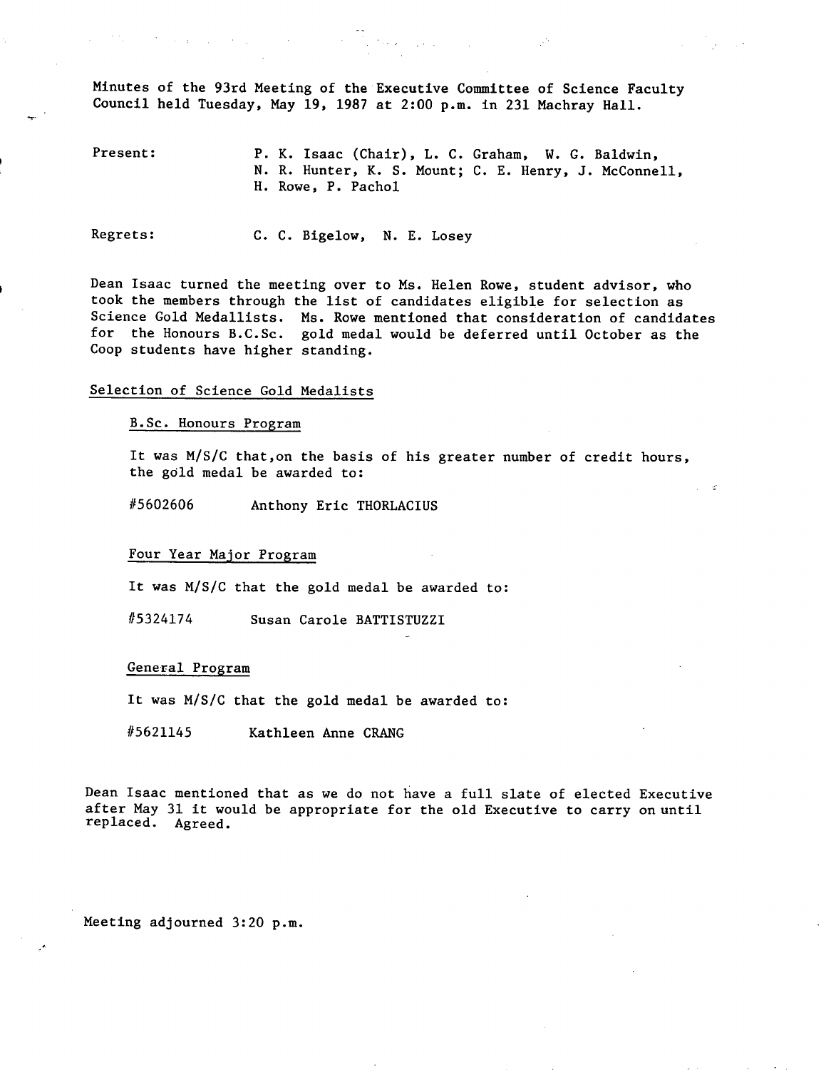Minutes of the 93rd Meeting of the Executive Committee of Science Faculty Council held Tuesday, May 19, 1987 at 2:00 p.m. in 231 Machray Hall.

Present: P. K. Isaac (Chair), L. C. Graham, W. G. Baldwin, N. R. Hunter, K. S. Mount; C. E. Henry, J. McConnell, H. Rowe, P. Pachol

Regrets: C. C. Bigelow, N. E. Losey

Dean Isaac turned the meeting over to Ms. Helen Rowe, student advisor, who took the members through the list of candidates eligible for selection as Science Gold Medallists. Ms. Rowe mentioned that consideration of candidates for the Honours B.C.Sc. gold medal would be deferred until October as the Coop students have higher standing.

## Selection of Science Gold Medalists

### B.Sc. Honours Program

It was M/S/C that,on the basis of his greater number of credit hours, the gold medal be awarded to:

#5602606 Anthony Eric THORLACIUS

### Four Year Major Program

It was M/S/C that the gold medal be awarded to:

#5324174 Susan Carole BATTISTUZZI

### General Program

It was M/S/C that the gold medal be awarded to:

#5621145 Kathleen Anne CRANG

Dean Isaac mentioned that as we do not have a full slate of elected Executive after May 31 it would be appropriate for the old Executive to carry on until replaced. Agreed.

Meeting adjourned 3:20 p.m.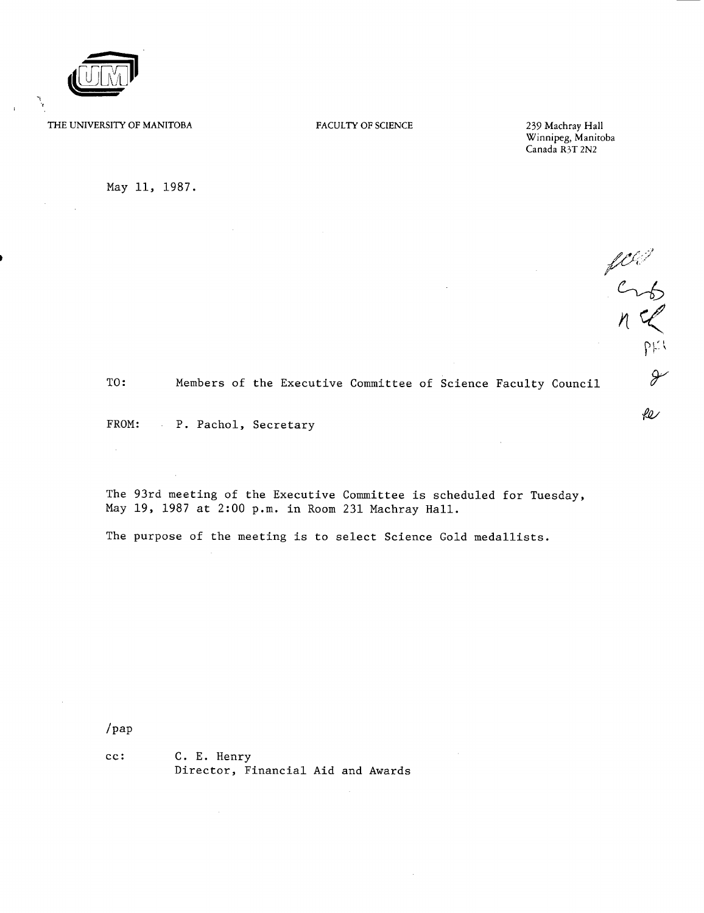THE UNIVERSITY OF MANITOBA

FACULTY OF SCIENCE

239 Machray Hall
Winnipeg, Manitoba
Canada R3T 2N2

May 11, 1987.

TO: Members of the Executive Committee of Science Faculty Council

FROM: P. Pachol, Secretary

The 93rd meeting of the Executive Committee is scheduled for Tuesday, May 19, 1987 at 2:00 p.m. in Room 231 Machray Hall.

The purpose of the meeting is to select Science Gold medallists.

/pap

cc: C. E. Henry
Director, Financial Aid and Awards